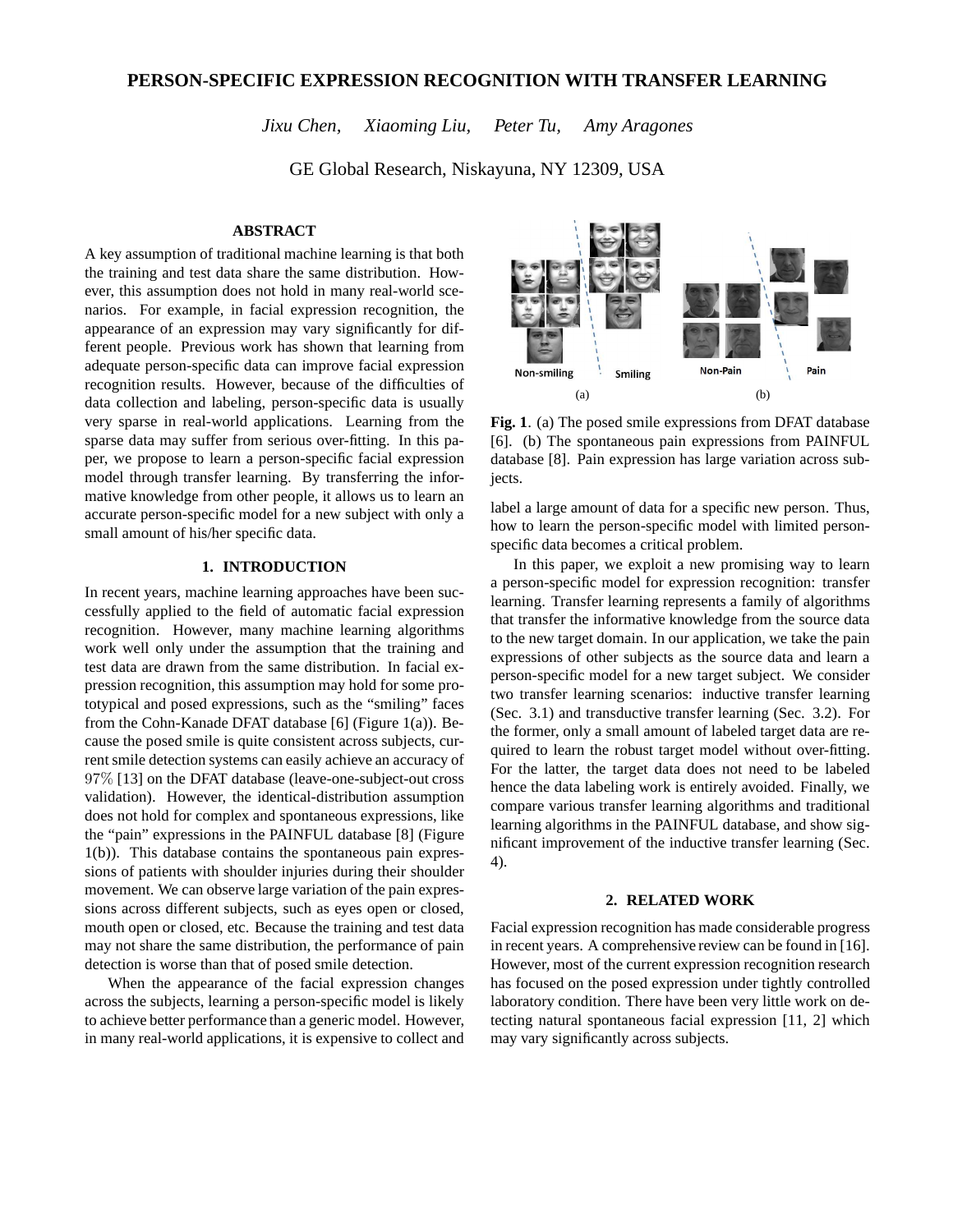# PERSON-SPECIFIC EXPRESSION RECOGNITION WITH TRANSFER LEARNING

*Jixu Chen, Xiaoming Liu, Peter Tu, Amy Aragones*

GE Global Research, Niskayuna, NY 12309, USA

## ABSTRACT

A key assumption of traditional machine learning is that both the training and test data share the same distribution. However, this assumption does not hold in many real-world scenarios. For example, in facial expression recognition, the appearance of an expression may vary significantly for different people. Previous work has shown that learning from adequate person-specific data can improve facial expression recognition results. However, because of the difficulties of data collection and labeling, person-specific data is usually very sparse in real-world applications. Learning from the sparse data may suffer from serious over-fitting. In this paper, we propose to learn a person-specific facial expression model through transfer learning. By transferring the informative knowledge from other people, it allows us to learn an accurate person-specific model for a new subject with only a small amount of his/her specific data.

## 1. INTRODUCTION

In recent years, machine learning approaches have been successfully applied to the field of automatic facial expression recognition. However, many machine learning algorithms work well only under the assumption that the training and test data are drawn from the same distribution. In facial expression recognition, this assumption may hold for some prototypical and posed expressions, such as the "smiling" faces from the Cohn-Kanade DFAT database [6] (Figure 1(a)). Because the posed smile is quite consistent across subjects, current smile detection systems can easily achieve an accuracy of $97\%$ [13] on the DFAT database (leave-one-subject-out cross validation). However, the identical-distribution assumption does not hold for complex and spontaneous expressions, like the "pain" expressions in the PAINFUL database [8] (Figure 1(b)). This database contains the spontaneous pain expressions of patients with shoulder injuries during their shoulder movement. We can observe large variation of the pain expressions across different subjects, such as eyes open or closed, mouth open or closed, etc. Because the training and test data may not share the same distribution, the performance of pain detection is worse than that of posed smile detection.

When the appearance of the facial expression changes across the subjects, learning a person-specific model is likely to achieve better performance than a generic model. However, in many real-world applications, it is expensive to collect and label a large amount of data for a specific new person. Thus, how to learn the person-specific model with limited person-specific data becomes a critical problem.

Non-smiling
Smiling
(a)

Non-Pain
Pain
(b)

**Fig. 1**. (a) The posed smile expressions from DFAT database [6]. (b) The spontaneous pain expressions from PAINFUL database [8]. Pain expression has large variation across subjects.

In this paper, we exploit a new promising way to learn a person-specific model for expression recognition: transfer learning. Transfer learning represents a family of algorithms that transfer the informative knowledge from the source data to the new target domain. In our application, we take the pain expressions of other subjects as the source data and learn a person-specific model for a new target subject. We consider two transfer learning scenarios: inductive transfer learning (Sec. 3.1) and transductive transfer learning (Sec. 3.2). For the former, only a small amount of labeled target data are required to learn the robust target model without over-fitting. For the latter, the target data does not need to be labeled hence the data labeling work is entirely avoided. Finally, we compare various transfer learning algorithms and traditional learning algorithms in the PAINFUL database, and show significant improvement of the inductive transfer learning (Sec. 4).

## 2. RELATED WORK

Facial expression recognition has made considerable progress in recent years. A comprehensive review can be found in [16]. However, most of the current expression recognition research has focused on the posed expression under tightly controlled laboratory condition. There have been very little work on detecting natural spontaneous facial expression [11, 2] which may vary significantly across subjects.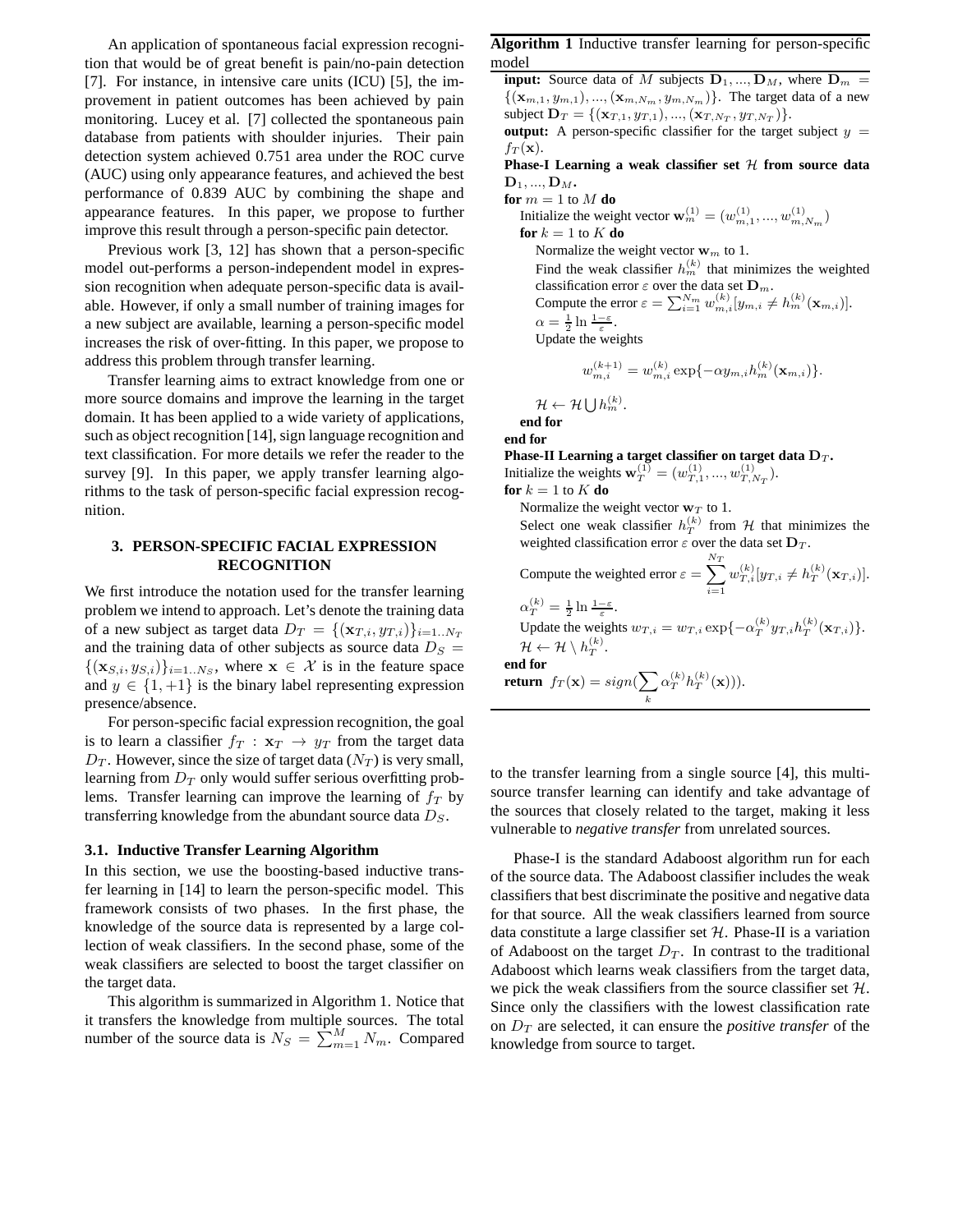An application of spontaneous facial expression recognition that would be of great benefit is pain/no-pain detection [7]. For instance, in intensive care units (ICU) [5], the improvement in patient outcomes has been achieved by pain monitoring. Lucey et al. [7] collected the spontaneous pain database from patients with shoulder injuries. Their pain detection system achieved 0.751 area under the ROC curve (AUC) using only appearance features, and achieved the best performance of 0.839 AUC by combining the shape and appearance features. In this paper, we propose to further improve this result through a person-specific pain detector.

Previous work [3, 12] has shown that a person-specific model out-performs a person-independent model in expression recognition when adequate person-specific data is available. However, if only a small number of training images for a new subject are available, learning a person-specific model increases the risk of over-fitting. In this paper, we propose to address this problem through transfer learning.

Transfer learning aims to extract knowledge from one or more source domains and improve the learning in the target domain. It has been applied to a wide variety of applications, such as object recognition [14], sign language recognition and text classification. For more details we refer the reader to the survey [9]. In this paper, we apply transfer learning algorithms to the task of person-specific facial expression recognition.

## 3. PERSON-SPECIFIC FACIAL EXPRESSION RECOGNITION

We first introduce the notation used for the transfer learning problem we intend to approach. Let's denote the training data of a new subject as target data $D_T = \{(\mathbf{x}_{T,i}, y_{T,i})\}_{i=1..N_T}$ and the training data of other subjects as source data $D_S = \{(\mathbf{x}_{S,i}, y_{S,i})\}_{i=1..N_S}$, where $\mathbf{x} \in \mathcal{X}$ is in the feature space and $y \in \{1, +1\}$ is the binary label representing expression presence/absence.

For person-specific facial expression recognition, the goal is to learn a classifier $f_T : \mathbf{x}_T \rightarrow y_T$ from the target data $D_T$. However, since the size of target data ($N_T$) is very small, learning from $D_T$ only would suffer serious overfitting problems. Transfer learning can improve the learning of $f_T$ by transferring knowledge from the abundant source data $D_S$.

### 3.1. Inductive Transfer Learning Algorithm

In this section, we use the boosting-based inductive transfer learning in [14] to learn the person-specific model. This framework consists of two phases. In the first phase, the knowledge of the source data is represented by a large collection of weak classifiers. In the second phase, some of the weak classifiers are selected to boost the target classifier on the target data.

This algorithm is summarized in Algorithm 1. Notice that it transfers the knowledge from multiple sources. The total number of the source data is $N_S = \sum_{m=1}^{M} N_m$. Compared to the transfer learning from a single source [4], this multi-source transfer learning can identify and take advantage of the sources that closely related to the target, making it less vulnerable to *negative transfer* from unrelated sources.

**Algorithm 1** Inductive transfer learning for person-specific model

**input:** Source data of $M$ subjects $\mathbf{D}_1, ..., \mathbf{D}_M$, where $\mathbf{D}_m = \{(\mathbf{x}_{m,1}, y_{m,1}), ..., (\mathbf{x}_{m,N_m}, y_{m,N_m})\}$. The target data of a new subject $\mathbf{D}_T = \{(\mathbf{x}_{T,1}, y_{T,1}), ..., (\mathbf{x}_{T,N_T}, y_{T,N_T})\}$.

**output:** A person-specific classifier for the target subject $y = f_T(\mathbf{x})$.

**Phase-I Learning a weak classifier set $\mathcal{H}$ from source data $\mathbf{D}_1, ..., \mathbf{D}_M$.**

**for** $m = 1$ to $M$ **do**

- Initialize the weight vector $\mathbf{w}_m^{(1)} = (w_{m,1}^{(1)}, ..., w_{m,N_m}^{(1)})$
- **for** $k = 1$ to $K$ **do**
  - Normalize the weight vector $\mathbf{w}_m$ to 1.
  - Find the weak classifier $h_m^{(k)}$ that minimizes the weighted classification error $\varepsilon$ over the data set $\mathbf{D}_m$.
  - Compute the error $\varepsilon = \sum_{i=1}^{N_m} w_{m,i}^{(k)} [y_{m,i} \neq h_m^{(k)}(\mathbf{x}_{m,i})]$.
  - $\alpha = \frac{1}{2} \ln \frac{1-\varepsilon}{\varepsilon}$.
  - Update the weights

$$w_{m,i}^{(k+1)} = w_{m,i}^{(k)} \exp\{-\alpha y_{m,i} h_m^{(k)}(\mathbf{x}_{m,i})\}.$$

  - $\mathcal{H} \leftarrow \mathcal{H} \bigcup h_m^{(k)}$.
- **end for**

**end for**

**Phase-II Learning a target classifier on target data $\mathbf{D}_T$.**

Initialize the weights $\mathbf{w}_T^{(1)} = (w_{T,1}^{(1)}, ..., w_{T,N_T}^{(1)})$.

**for** $k = 1$ to $K$ **do**

- Normalize the weight vector $\mathbf{w}_T$ to 1.
- Select one weak classifier $h_T^{(k)}$ from $\mathcal{H}$ that minimizes the weighted classification error $\varepsilon$ over the data set $\mathbf{D}_T$.
- Compute the weighted error $\varepsilon = \sum_{i=1}^{N_T} w_{T,i}^{(k)} [y_{T,i} \neq h_T^{(k)}(\mathbf{x}_{T,i})]$.
- $\alpha_T^{(k)} = \frac{1}{2} \ln \frac{1-\varepsilon}{\varepsilon}$.
- Update the weights $w_{T,i} = w_{T,i} \exp\{-\alpha_T^{(k)} y_{T,i} h_T^{(k)}(\mathbf{x}_{T,i})\}$.
- $\mathcal{H} = \mathcal{H} \setminus h_T^{(k)}$.

**end for**

**return** $f_T(\mathbf{x}) = sign(\sum_k \alpha_T^{(k)} h_T^{(k)}(\mathbf{x})))$.

Phase-I is the standard Adaboost algorithm run for each of the source data. The Adaboost classifier includes the weak classifiers that best discriminate the positive and negative data for that source. All the weak classifiers learned from source data constitute a large classifier set $\mathcal{H}$. Phase-II is a variation of Adaboost on the target $D_T$. In contrast to the traditional Adaboost which learns weak classifiers from the target data, we pick the weak classifiers from the source classifier set $\mathcal{H}$. Since only the classifiers with the lowest classification rate on $D_T$ are selected, it can ensure the *positive transfer* of the knowledge from source to target.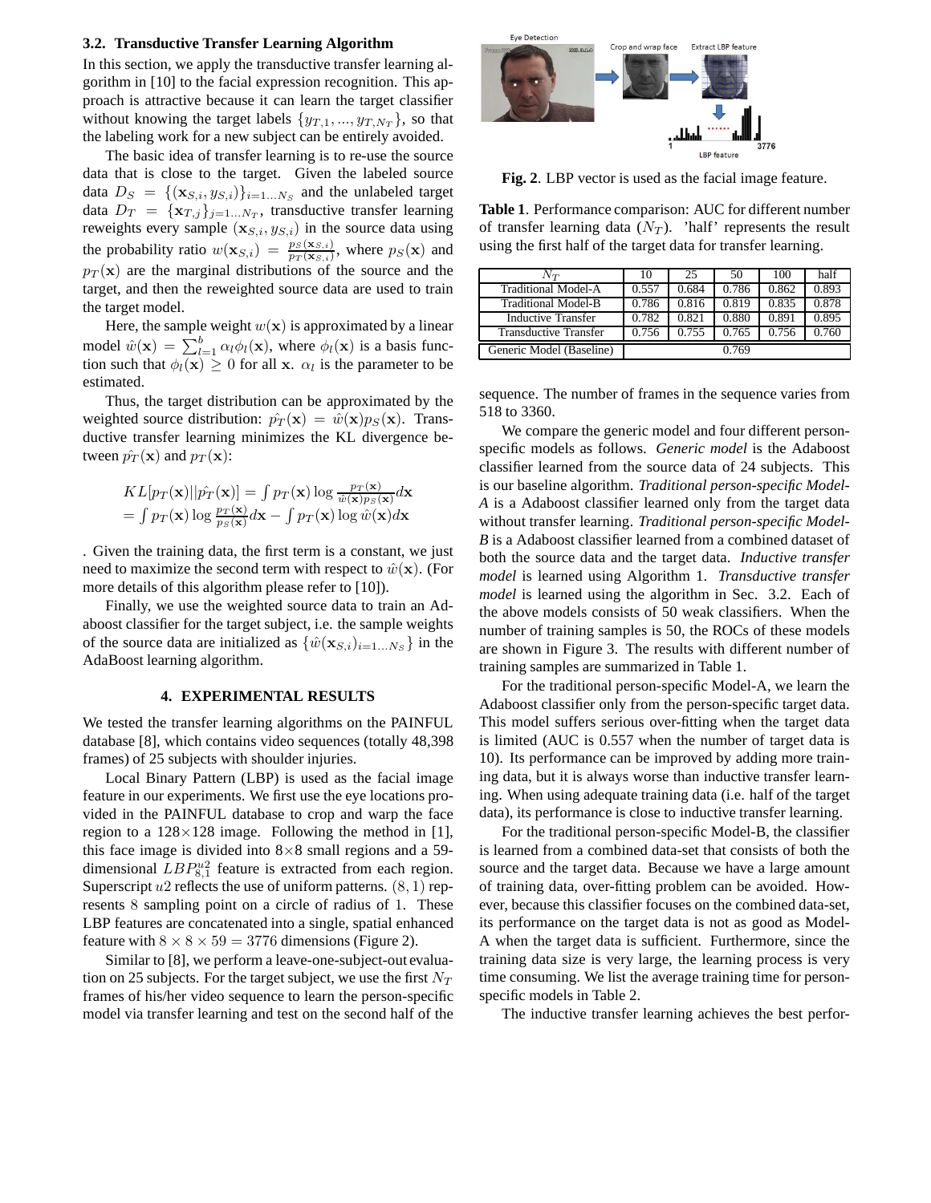### 3.2. Transductive Transfer Learning Algorithm

In this section, we apply the transductive transfer learning algorithm in [10] to the facial expression recognition. This approach is attractive because it can learn the target classifier without knowing the target labels $\{y_{T,1}, ..., y_{T,N_T}\}$, so that the labeling work for a new subject can be entirely avoided.

The basic idea of transfer learning is to re-use the source data that is close to the target. Given the labeled source data $D_S = \{(\mathbf{x}_{S,i}, y_{S,i})\}_{i=1...N_S}$ and the unlabeled target data $D_T = \{\mathbf{x}_{T,j}\}_{j=1...N_T}$, transductive transfer learning reweights every sample $(\mathbf{x}_{S,i}, y_{S,i})$ in the source data using the probability ratio $w(\mathbf{x}_{S,i}) = \frac{p_S(\mathbf{x}_{S,i})}{p_T(\mathbf{x}_{S,i})}$, where $p_S(\mathbf{x})$ and $p_T(\mathbf{x})$ are the marginal distributions of the source and the target, and then the reweighted source data are used to train the target model.

Here, the sample weight $w(\mathbf{x})$ is approximated by a linear model $\hat{w}(\mathbf{x}) = \sum_{l=1}^{b} \alpha_l \phi_l(\mathbf{x})$, where $\phi_l(\mathbf{x})$ is a basis function such that $\phi_l(\mathbf{x}) \geq 0$ for all $\mathbf{x}$. $\alpha_l$ is the parameter to be estimated.

Thus, the target distribution can be approximated by the weighted source distribution: $\hat{p_T}(\mathbf{x}) = \hat{w}(\mathbf{x})p_S(\mathbf{x})$. Transductive transfer learning minimizes the KL divergence between $\hat{p_T}(\mathbf{x})$ and $p_T(\mathbf{x})$:

$$
\begin{aligned}
&KL[p_T(\mathbf{x})||\hat{p_T}(\mathbf{x})] = \int p_T(\mathbf{x}) \log \frac{p_T(\mathbf{x})}{\hat{w}(\mathbf{x})p_S(\mathbf{x})} d\mathbf{x} \\
&= \int p_T(\mathbf{x}) \log \frac{p_T(\mathbf{x})}{p_S(\mathbf{x})} d\mathbf{x} - \int p_T(\mathbf{x}) \log \hat{w}(\mathbf{x}) d\mathbf{x}
\end{aligned}
$$

. Given the training data, the first term is a constant, we just need to maximize the second term with respect to $\hat{w}(\mathbf{x})$. (For more details of this algorithm please refer to [10]).

Finally, we use the weighted source data to train an Adaboost classifier for the target subject, i.e. the sample weights of the source data are initialized as $\{\hat{w}(\mathbf{x}_{S,i})_{i=1...N_S}\}$ in the AdaBoost learning algorithm.

## 4. EXPERIMENTAL RESULTS

We tested the transfer learning algorithms on the PAINFUL database [8], which contains video sequences (totally 48,398 frames) of 25 subjects with shoulder injuries.

Local Binary Pattern (LBP) is used as the facial image feature in our experiments. We first use the eye locations provided in the PAINFUL database to crop and warp the face region to a 128×128 image. Following the method in [1], this face image is divided into 8×8 small regions and a 59-dimensional $LBP^{u2}_{8,1}$ feature is extracted from each region. Superscript $u2$ reflects the use of uniform patterns. $(8, 1)$ represents 8 sampling point on a circle of radius of 1. These LBP features are concatenated into a single, spatial enhanced feature with $8 \times 8 \times 59 = 3776$ dimensions (Figure 2).

Similar to [8], we perform a leave-one-subject-out evaluation on 25 subjects. For the target subject, we use the first $N_T$ frames of his/her video sequence to learn the person-specific model via transfer learning and test on the second half of the sequence. The number of frames in the sequence varies from 518 to 3360.

**Fig. 2**. LBP vector is used as the facial image feature.

**Table 1**. Performance comparison: AUC for different number of transfer learning data ($N_T$). 'half' represents the result using the first half of the target data for transfer learning.

| $N_T$ | 10 | 25 | 50 | 100 | half |
|---|---|---|---|---|---|
| Traditional Model-A | 0.557 | 0.684 | 0.786 | 0.862 | 0.893 |
| Traditional Model-B | 0.786 | 0.816 | 0.819 | 0.835 | 0.878 |
| Inductive Transfer | 0.782 | 0.821 | 0.880 | 0.891 | 0.895 |
| Transductive Transfer | 0.756 | 0.755 | 0.765 | 0.756 | 0.760 |
| Generic Model (Baseline) | 0.769 | | | | |

We compare the generic model and four different person-specific models as follows. *Generic model* is the Adaboost classifier learned from the source data of 24 subjects. This is our baseline algorithm. *Traditional person-specific Model-A* is a Adaboost classifier learned only from the target data without transfer learning. *Traditional person-specific Model-B* is a Adaboost classifier learned from a combined dataset of both the source data and the target data. *Inductive transfer model* is learned using Algorithm 1. *Transductive transfer model* is learned using the algorithm in Sec. 3.2. Each of the above models consists of 50 weak classifiers. When the number of training samples is 50, the ROCs of these models are shown in Figure 3. The results with different number of training samples are summarized in Table 1.

For the traditional person-specific Model-A, we learn the Adaboost classifier only from the person-specific target data. This model suffers serious over-fitting when the target data is limited (AUC is 0.557 when the number of target data is 10). Its performance can be improved by adding more training data, but it is always worse than inductive transfer learning. When using adequate training data (i.e. half of the target data), its performance is close to inductive transfer learning.

For the traditional person-specific Model-B, the classifier is learned from a combined data-set that consists of both the source and the target data. Because we have a large amount of training data, over-fitting problem can be avoided. However, because this classifier focuses on the combined data-set, its performance on the target data is not as good as Model-A when the target data is sufficient. Furthermore, since the training data size is very large, the learning process is very time consuming. We list the average training time for person-specific models in Table 2.

The inductive transfer learning achieves the best perfor-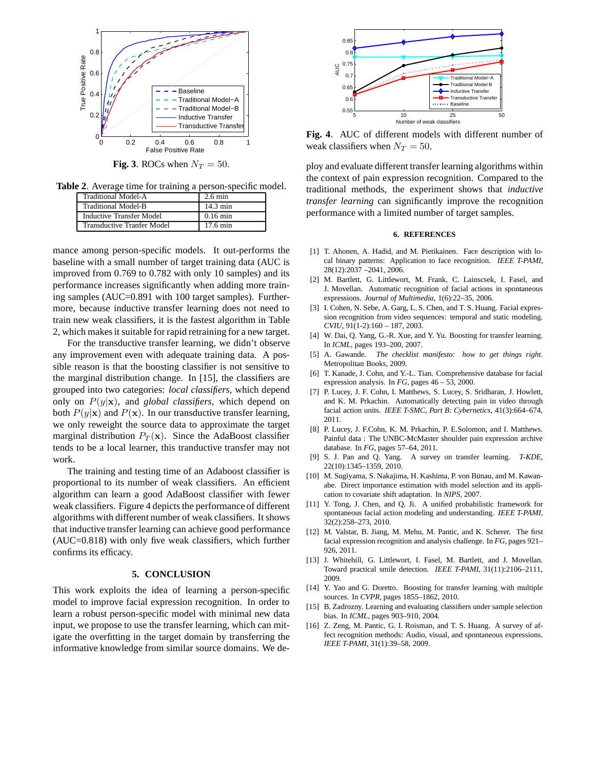1
0.8
0.6
0.4
0.2
0
True Positive Rate
0
0.2
0.4
0.6
0.8
1
False Positive Rate
Baseline
Traditional Model−A
Traditional Model−B
Inductive Transfer
Transductive Transfer

**Fig. 3**. ROCs when $N_T = 50$.

**Table 2**. Average time for training a person-specific model.

| | |
|---|---|
| Traditional Model-A | 2.6 min |
| Traditional Model-B | 14.3 min |
| Inductive Transfer Model | 0.16 min |
| Transductive Tranfer Model | 17.6 min |

mance among person-specific models. It out-performs the baseline with a small number of target training data (AUC is improved from 0.769 to 0.782 with only 10 samples) and its performance increases significantly when adding more training samples (AUC=0.891 with 100 target samples). Furthermore, because inductive transfer learning does not need to train new weak classifiers, it is the fastest algorithm in Table 2, which makes it suitable for rapid retraining for a new target.

For the transductive transfer learning, we didn't observe any improvement even with adequate training data. A possible reason is that the boosting classifier is not sensitive to the marginal distribution change. In [15], the classifiers are grouped into two categories: *local classifiers*, which depend only on $P(y|\mathbf{x})$, and *global classifiers*, which depend on both $P(y|\mathbf{x})$ and $P(\mathbf{x})$. In our transductive transfer learning, we only reweight the source data to approximate the target marginal distribution $P_T(\mathbf{x})$. Since the AdaBoost classifier tends to be a local learner, this tranductive transfer may not work.

The training and testing time of an Adaboost classifier is proportional to its number of weak classifiers. An efficient algorithm can learn a good AdaBoost classifier with fewer weak classifiers. Figure 4 depicts the performance of different algorithms with different number of weak classifiers. It shows that inductive transfer learning can achieve good performance (AUC=0.818) with only five weak classifiers, which further confirms its efficacy.

## 5. CONCLUSION

This work exploits the idea of learning a person-specific model to improve facial expression recognition. In order to learn a robust person-specific model with minimal new data input, we propose to use the transfer learning, which can mitigate the overfitting in the target domain by transferring the informative knowledge from similar source domains. We deploy and evaluate different transfer learning algorithms within the context of pain expression recognition. Compared to the traditional methods, the experiment shows that *inductive transfer learning* can significantly improve the recognition performance with a limited number of target samples.

0.85
0.8
0.75
0.7
0.65
0.6
0.55
AUC
5
10
25
50
Number of weak classifiers
Traditional Model−A
Traditional Model B
Inductive Transfer
Transductive Transfer
Baseline

**Fig. 4**. AUC of different models with different number of weak classifiers when $N_T = 50$.

## 6. REFERENCES

[1] T. Ahonen, A. Hadid, and M. Pietikainen. Face description with local binary patterns: Application to face recognition. *IEEE T-PAMI*, 28(12):2037 –2041, 2006.

[2] M. Bartlett, G. Littlewort, M. Frank, C. Lainscsek, I. Fasel, and J. Movellan. Automatic recognition of facial actions in spontaneous expressions. *Journal of Multimedia*, 1(6):22–35, 2006.

[3] I. Cohen, N. Sebe, A. Garg, L. S. Chen, and T. S. Huang. Facial expression recognition from video sequences: temporal and static modeling. *CVIU*, 91(1-2):160 – 187, 2003.

[4] W. Dai, Q. Yang, G.-R. Xue, and Y. Yu. Boosting for transfer learning. In *ICML*, pages 193–200, 2007.

[5] A. Gawande. *The checklist manifesto: how to get things right*. Metropolitan Books, 2009.

[6] T. Kanade, J. Cohn, and Y.-L. Tian. Comprehensive database for facial expression analysis. In *FG*, pages 46 – 53, 2000.

[7] P. Lucey, J. F. Cohn, I. Matthews, S. Lucey, S. Sridharan, J. Howlett, and K. M. Prkachin. Automatically detecting pain in video through facial action units. *IEEE T-SMC, Part B: Cybernetics*, 41(3):664–674, 2011.

[8] P. Lucey, J. F.Cohn, K. M. Prkachin, P. E.Solomon, and I. Matthews. Painful data : The UNBC-McMaster shoulder pain expression archive database. In *FG*, pages 57–64, 2011.

[9] S. J. Pan and Q. Yang. A survey on transfer learning. *T-KDE*, 22(10):1345–1359, 2010.

[10] M. Sugiyama, S. Nakajima, H. Kashima, P. von Bünau, and M. Kawanabe. Direct importance estimation with model selection and its application to covariate shift adaptation. In *NIPS*, 2007.

[11] Y. Tong, J. Chen, and Q. Ji. A unified probabilistic framework for spontaneous facial action modeling and understanding. *IEEE T-PAMI*, 32(2):258–273, 2010.

[12] M. Valstar, B. Jiang, M. Mehu, M. Pantic, and K. Scherer. The first facial expression recognition and analysis challenge. In *FG*, pages 921–926, 2011.

[13] J. Whitehill, G. Littlewort, I. Fasel, M. Bartlett, and J. Movellan. Toward practical smile detection. *IEEE T-PAMI*, 31(11):2106–2111, 2009.

[14] Y. Yao and G. Doretto. Boosting for transfer learning with multiple sources. In *CVPR*, pages 1855–1862, 2010.

[15] B. Zadrozny. Learning and evaluating classifiers under sample selection bias. In *ICML*, pages 903–910, 2004.

[16] Z. Zeng, M. Pantic, G. I. Roisman, and T. S. Huang. A survey of affect recognition methods: Audio, visual, and spontaneous expressions. *IEEE T-PAMI*, 31(1):39–58, 2009.